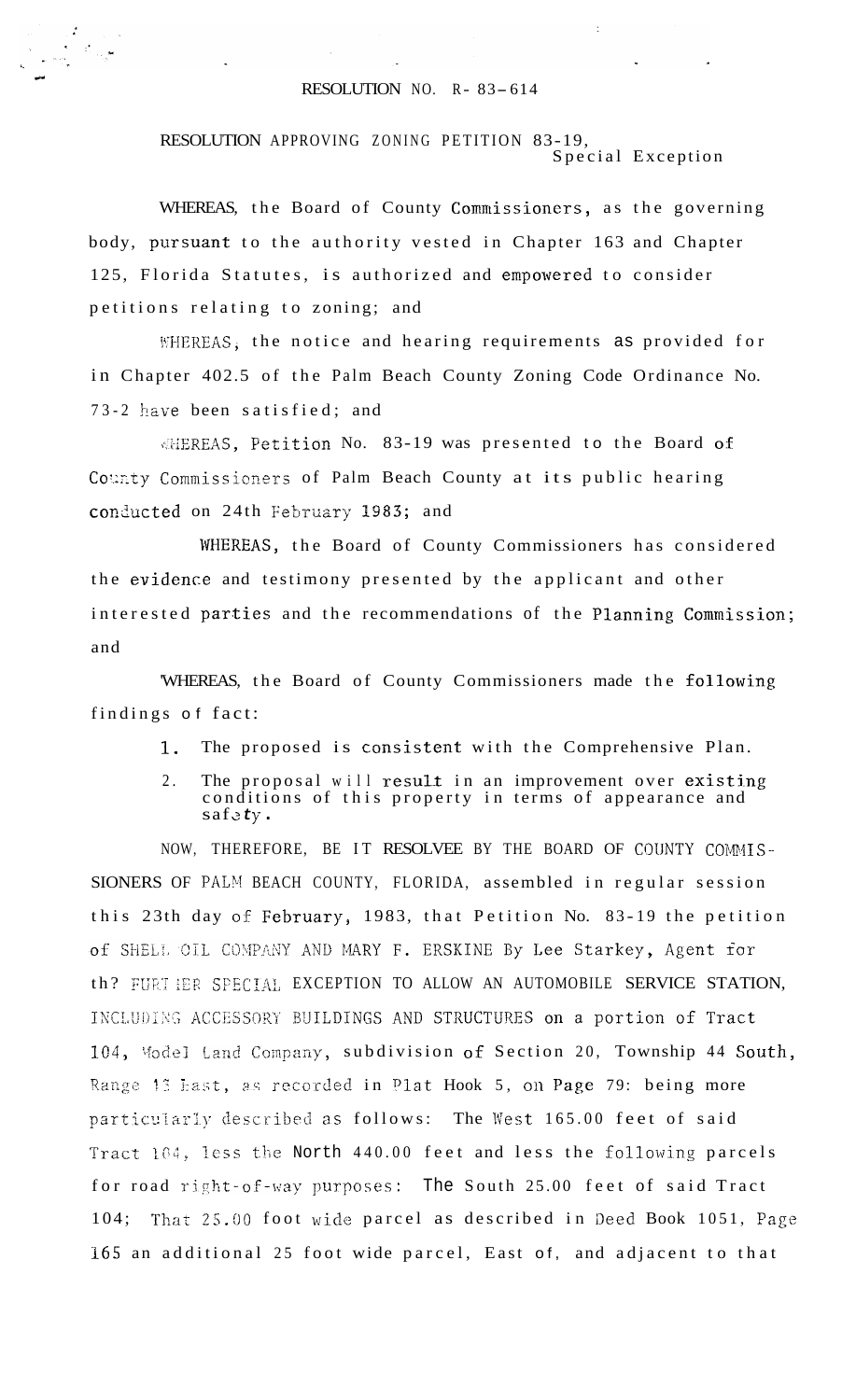RESOLUTION NO. R- 83-614

RESOLUTION APPROVING ZONING PETITION 83-19, Special Exception

WHEREAS, the Board of County Commissioners, as the governing body, pursuant to the authority vested in Chapter 163 and Chapter 125, Florida Statutes, is authorized and empowered to consider petitions relating to zoning; and

WHEREAS, the notice and hearing requirements as provided for in Chapter 402.5 of the Palm Beach County Zoning Code Ordinance No. 73-2 have been satisfied; and

WHEREAS, Petition No. 83-19 was presented to the Board of County Commissioners of Palm Beach County at its public hearing conducted on 24th February 1983; and

WHEREAS, the Board of County Commissioners has considered the evidence and testimony presented by the applicant and other interested parties and the recommendations of the Planning Commission; and

WHEREAS, the Board of County Commissioners made the following findings of fact:

1. The proposed is consistent with the Comprehensive Plan.
2. The proposal will result in an improvement over existing conditions of this property in terms of appearance and safety.

NOW, THEREFORE, BE IT RESOLVEE BY THE BOARD OF COUNTY COMMISSIONERS OF PALM BEACH COUNTY, FLORIDA, assembled in regular session this 23th day of February, 1983, that Petition No. 83-19 the petition of SHELL OIL COMPANY AND MARY F. ERSKINE By Lee Starkey, Agent for th? FURTHER SPECIAL EXCEPTION TO ALLOW AN AUTOMOBILE SERVICE STATION, INCLUDING ACCESSORY BUILDINGS AND STRUCTURES on a portion of Tract 104, Model Land Company, subdivision of Section 20, Township 44 South, Range 13 East, as recorded in Plat Hook 5, on Page 79: being more particularly described as follows: The West 165.00 feet of said Tract 104, less the North 440.00 feet and less the following parcels for road right-of-way purposes: The South 25.00 feet of said Tract 104; That 25.00 foot wide parcel as described in Deed Book 1051, Page 165 an additional 25 foot wide parcel, East of, and adjacent to that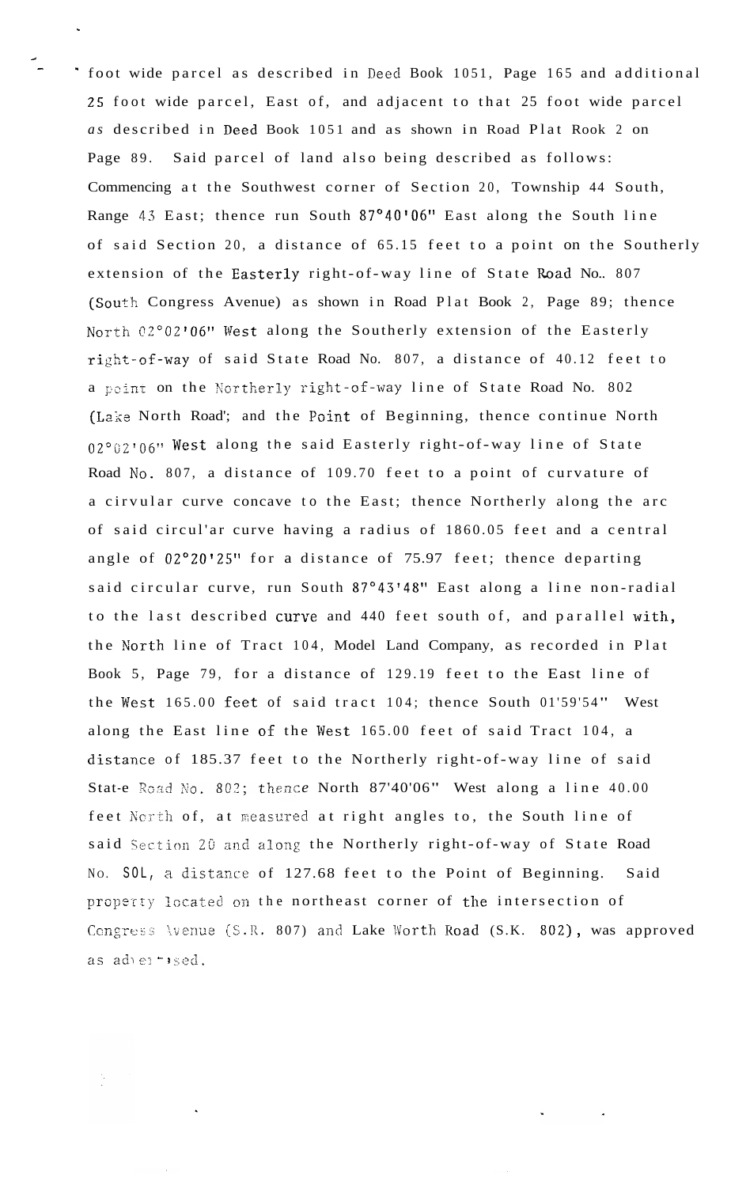foot wide parcel as described in Deed Book 1051, Page 165 and additional 25 foot wide parcel, East of, and adjacent to that 25 foot wide parcel *as* described in Deed Book 1051 and as shown in Road Plat Rook 2 on Page 89. Said parcel of land also being described as follows: Commencing at the Southwest corner of Section 20, Township 44 South, Range 43 East; thence run South 87°40'06" East along the South line of said Section 20, a distance of 65.15 feet to a point on the Southerly extension of the Easterly right-of-way line of State Road No.. 807 (South Congress Avenue) as shown in Road Plat Book 2, Page 89; thence North 02°02'06" West along the Southerly extension of the Easterly right-of-way of said State Road No. 807, a distance of 40.12 feet to a point on the Northerly right-of-way line of State Road No. 802 (Lake North Road'; and the Point of Beginning, thence continue North 02°02'06" West along the said Easterly right-of-way line of State Road No. 807, a distance of 109.70 feet to a point of curvature of a cirvular curve concave to the East; thence Northerly along the arc of said circul'ar curve having a radius of 1860.05 feet and a central angle of 02°20'25" for a distance of 75.97 feet; thence departing said circular curve, run South 87°43'48" East along a line non-radial to the last described curve and 440 feet south of, and parallel with, the North line of Tract 104, Model Land Company, as recorded in Plat Book 5, Page 79, for a distance of 129.19 feet to the East line of the West 165.00 feet of said tract 104; thence South 01'59'54" West along the East line of the West 165.00 feet of said Tract 104, a distance of 185.37 feet to the Northerly right-of-way line of said Stat-e Road No. 802; thence North 87'40'06" West along a line 40.00 feet North of, at measured at right angles to, the South line of said Section 20 and along the Northerly right-of-way of State Road No. SOL, a distance of 127.68 feet to the Point of Beginning. Said property located on the northeast corner of the intersection of Congress Avenue (S.R. 807) and Lake Worth Road (S.K. 802), was approved as advertised.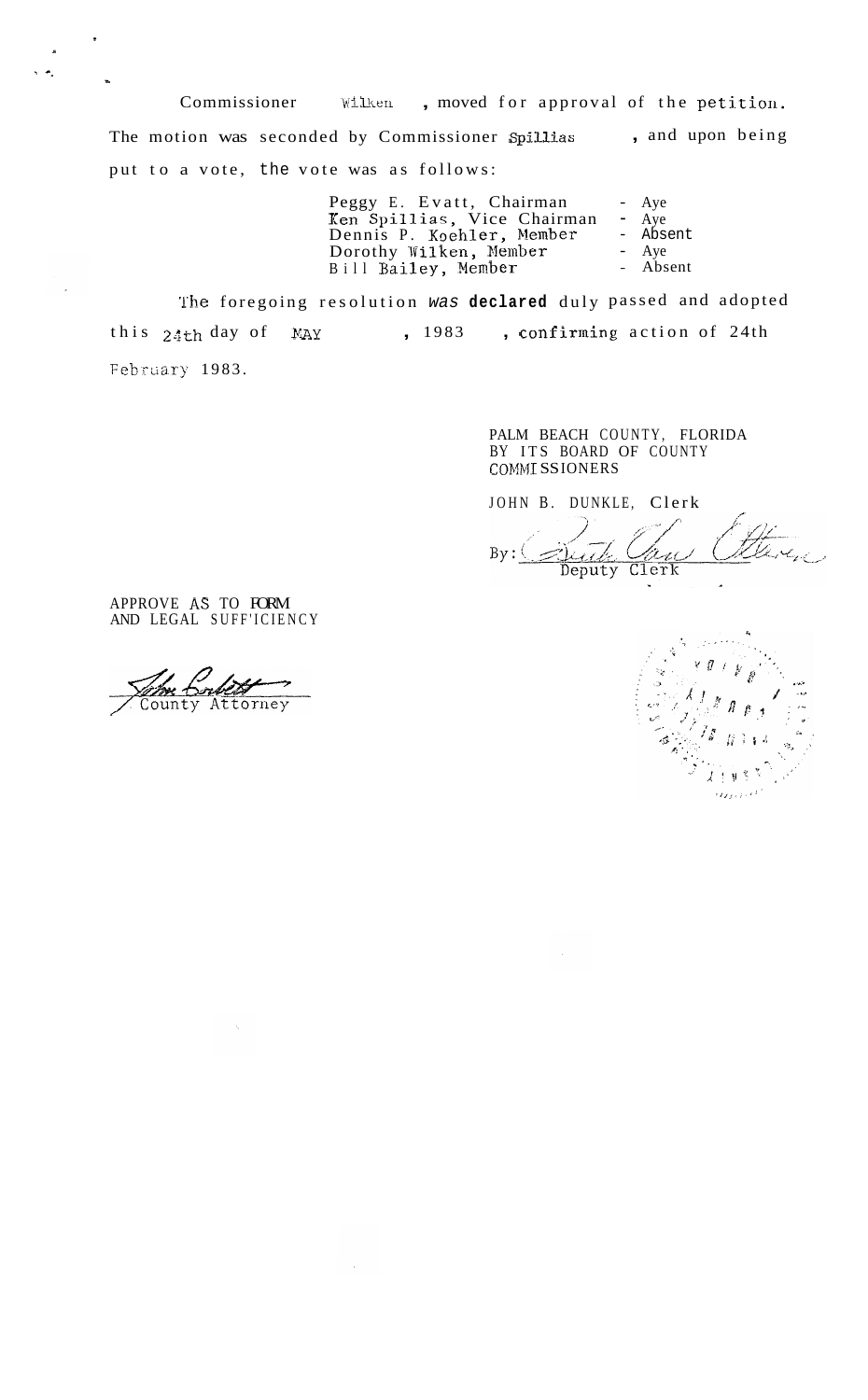Commissioner Wilken, moved for approval of the petition. The motion was seconded by Commissioner Spillias, and upon being put to a vote, the vote was as follows:

| | |
|---|---|
| Peggy E. Evatt, Chairman | - Aye |
| Ken Spillias, Vice Chairman | - Aye |
| Dennis P. Koehler, Member | - Absent |
| Dorothy Wilken, Member | - Aye |
| Bill Bailey, Member | - Absent |

The foregoing resolution was declared duly passed and adopted this 24th day of MAY, 1983, confirming action of 24th February 1983.

PALM BEACH COUNTY, FLORIDA
BY ITS BOARD OF COUNTY
COMMISSIONERS

JOHN B. DUNKLE, Clerk

By: ____________________
Deputy Clerk

APPROVE AS TO FORM
AND LEGAL SUFFICIENCY

____________________
County Attorney